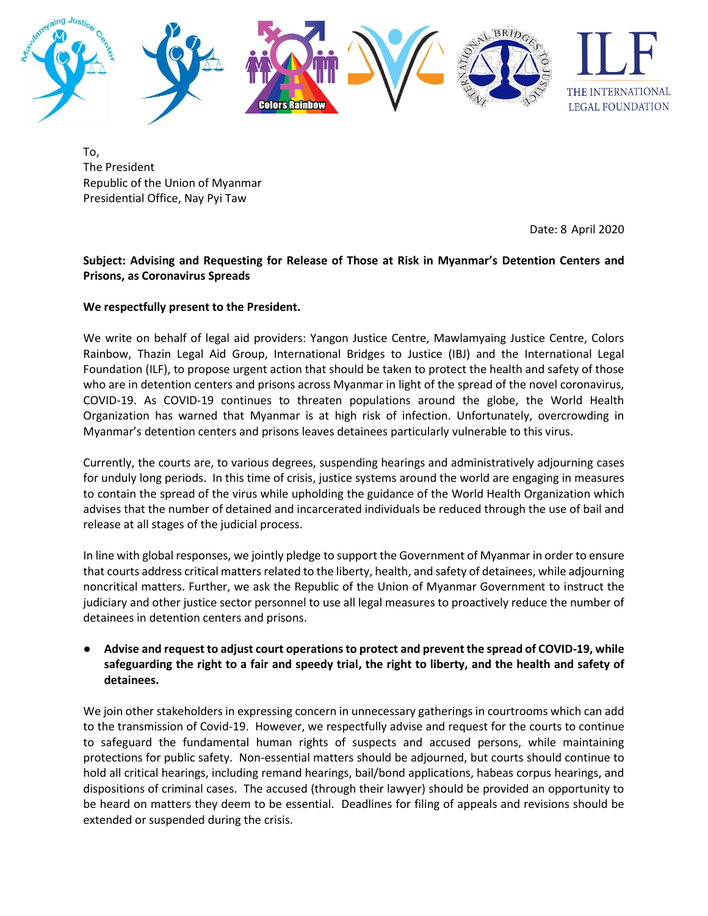To,
The President
Republic of the Union of Myanmar
Presidential Office, Nay Pyi Taw

Date: 8 April 2020

**Subject: Advising and Requesting for Release of Those at Risk in Myanmar's Detention Centers and Prisons, as Coronavirus Spreads**

**We respectfully present to the President.**

We write on behalf of legal aid providers: Yangon Justice Centre, Mawlamyaing Justice Centre, Colors Rainbow, Thazin Legal Aid Group, International Bridges to Justice (IBJ) and the International Legal Foundation (ILF), to propose urgent action that should be taken to protect the health and safety of those who are in detention centers and prisons across Myanmar in light of the spread of the novel coronavirus, COVID-19. As COVID-19 continues to threaten populations around the globe, the World Health Organization has warned that Myanmar is at high risk of infection. Unfortunately, overcrowding in Myanmar's detention centers and prisons leaves detainees particularly vulnerable to this virus.

Currently, the courts are, to various degrees, suspending hearings and administratively adjourning cases for unduly long periods. In this time of crisis, justice systems around the world are engaging in measures to contain the spread of the virus while upholding the guidance of the World Health Organization which advises that the number of detained and incarcerated individuals be reduced through the use of bail and release at all stages of the judicial process.

In line with global responses, we jointly pledge to support the Government of Myanmar in order to ensure that courts address critical matters related to the liberty, health, and safety of detainees, while adjourning noncritical matters. Further, we ask the Republic of the Union of Myanmar Government to instruct the judiciary and other justice sector personnel to use all legal measures to proactively reduce the number of detainees in detention centers and prisons.

- **Advise and request to adjust court operations to protect and prevent the spread of COVID-19, while safeguarding the right to a fair and speedy trial, the right to liberty, and the health and safety of detainees.**

We join other stakeholders in expressing concern in unnecessary gatherings in courtrooms which can add to the transmission of Covid-19. However, we respectfully advise and request for the courts to continue to safeguard the fundamental human rights of suspects and accused persons, while maintaining protections for public safety. Non-essential matters should be adjourned, but courts should continue to hold all critical hearings, including remand hearings, bail/bond applications, habeas corpus hearings, and dispositions of criminal cases. The accused (through their lawyer) should be provided an opportunity to be heard on matters they deem to be essential. Deadlines for filing of appeals and revisions should be extended or suspended during the crisis.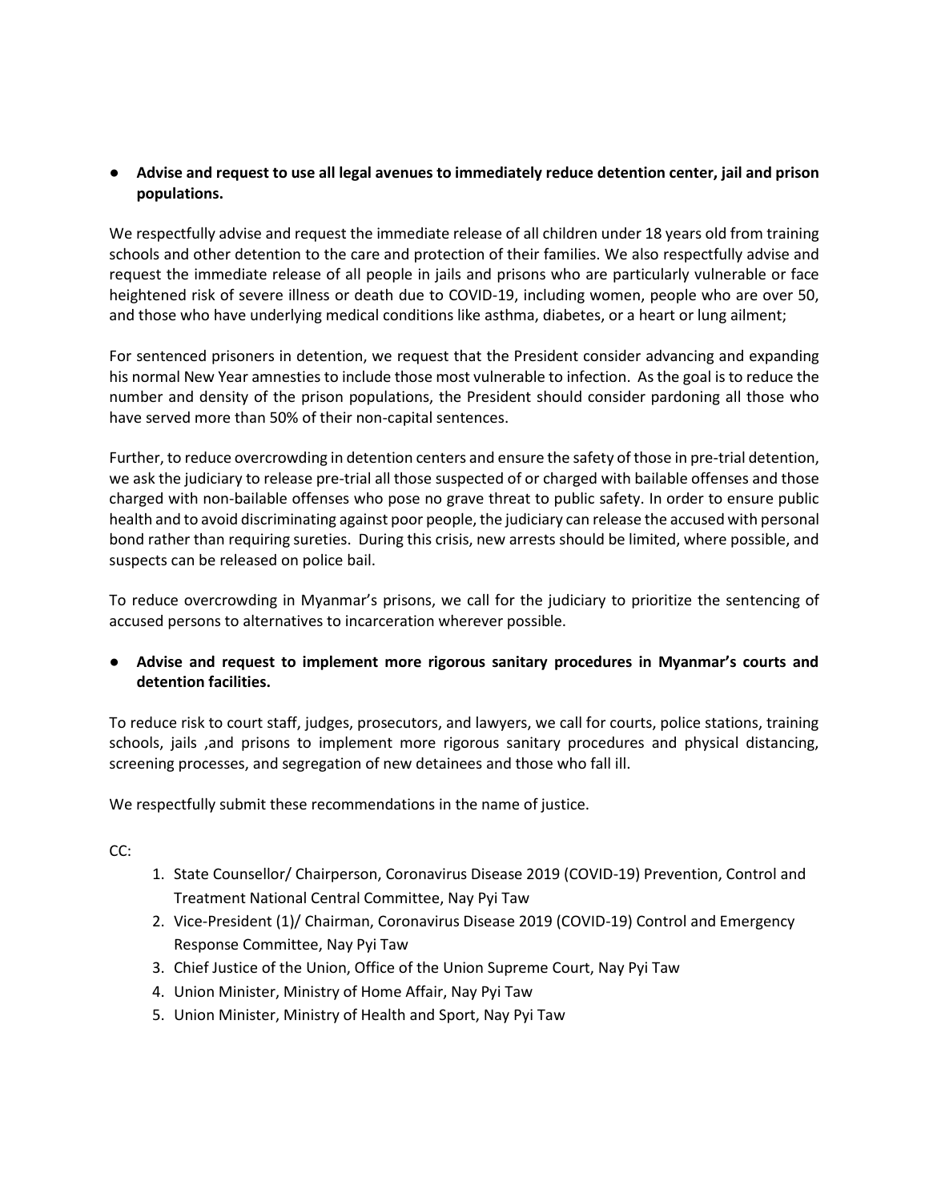- **Advise and request to use all legal avenues to immediately reduce detention center, jail and prison populations.**

We respectfully advise and request the immediate release of all children under 18 years old from training schools and other detention to the care and protection of their families. We also respectfully advise and request the immediate release of all people in jails and prisons who are particularly vulnerable or face heightened risk of severe illness or death due to COVID-19, including women, people who are over 50, and those who have underlying medical conditions like asthma, diabetes, or a heart or lung ailment;

For sentenced prisoners in detention, we request that the President consider advancing and expanding his normal New Year amnesties to include those most vulnerable to infection. As the goal is to reduce the number and density of the prison populations, the President should consider pardoning all those who have served more than 50% of their non-capital sentences.

Further, to reduce overcrowding in detention centers and ensure the safety of those in pre-trial detention, we ask the judiciary to release pre-trial all those suspected of or charged with bailable offenses and those charged with non-bailable offenses who pose no grave threat to public safety. In order to ensure public health and to avoid discriminating against poor people, the judiciary can release the accused with personal bond rather than requiring sureties. During this crisis, new arrests should be limited, where possible, and suspects can be released on police bail.

To reduce overcrowding in Myanmar's prisons, we call for the judiciary to prioritize the sentencing of accused persons to alternatives to incarceration wherever possible.

- **Advise and request to implement more rigorous sanitary procedures in Myanmar's courts and detention facilities.**

To reduce risk to court staff, judges, prosecutors, and lawyers, we call for courts, police stations, training schools, jails ,and prisons to implement more rigorous sanitary procedures and physical distancing, screening processes, and segregation of new detainees and those who fall ill.

We respectfully submit these recommendations in the name of justice.

CC:

1. State Counsellor/ Chairperson, Coronavirus Disease 2019 (COVID-19) Prevention, Control and Treatment National Central Committee, Nay Pyi Taw
2. Vice-President (1)/ Chairman, Coronavirus Disease 2019 (COVID-19) Control and Emergency Response Committee, Nay Pyi Taw
3. Chief Justice of the Union, Office of the Union Supreme Court, Nay Pyi Taw
4. Union Minister, Ministry of Home Affair, Nay Pyi Taw
5. Union Minister, Ministry of Health and Sport, Nay Pyi Taw